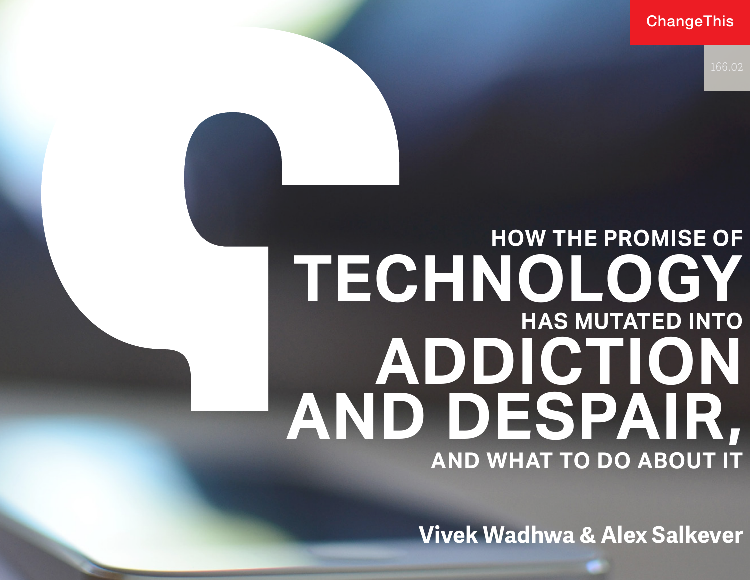ChangeThis

166.02

# HOW THE PROMISE OF TECHNOLOGY HAS MUTATED INTO ADDICTION AND DESPAIR, AND WHAT TO DO ABOUT IT

**Vivek Wadhwa & Alex Salkever**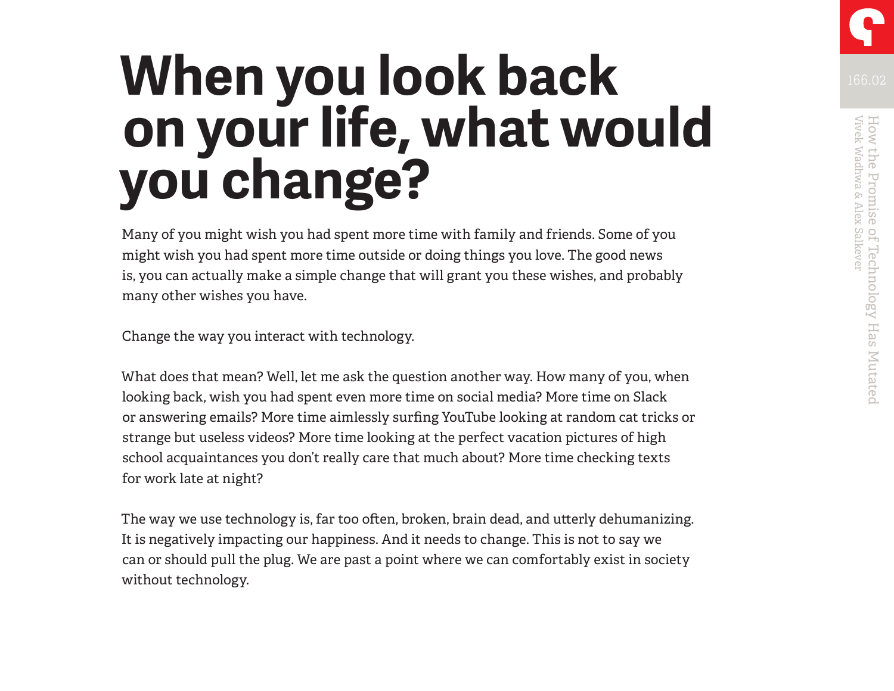# When you look back on your life, what would you change?

Many of you might wish you had spent more time with family and friends. Some of you might wish you had spent more time outside or doing things you love. The good news is, you can actually make a simple change that will grant you these wishes, and probably many other wishes you have.

Change the way you interact with technology.

What does that mean? Well, let me ask the question another way. How many of you, when looking back, wish you had spent even more time on social media? More time on Slack or answering emails? More time aimlessly surfing YouTube looking at random cat tricks or strange but useless videos? More time looking at the perfect vacation pictures of high school acquaintances you don't really care that much about? More time checking texts for work late at night?

The way we use technology is, far too often, broken, brain dead, and utterly dehumanizing. It is negatively impacting our happiness. And it needs to change. This is not to say we can or should pull the plug. We are past a point where we can comfortably exist in society without technology.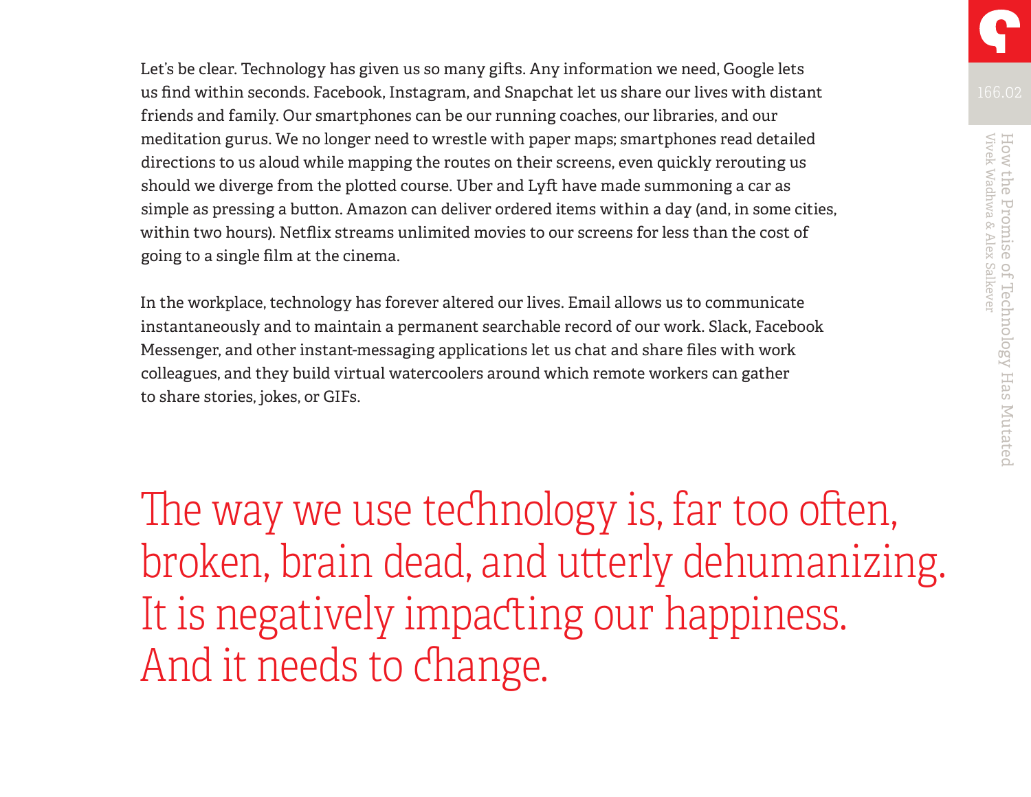Let's be clear. Technology has given us so many gifts. Any information we need, Google lets us find within seconds. Facebook, Instagram, and Snapchat let us share our lives with distant friends and family. Our smartphones can be our running coaches, our libraries, and our meditation gurus. We no longer need to wrestle with paper maps; smartphones read detailed directions to us aloud while mapping the routes on their screens, even quickly rerouting us should we diverge from the plotted course. Uber and Lyft have made summoning a car as simple as pressing a button. Amazon can deliver ordered items within a day (and, in some cities, within two hours). Netflix streams unlimited movies to our screens for less than the cost of going to a single film at the cinema.

In the workplace, technology has forever altered our lives. Email allows us to communicate instantaneously and to maintain a permanent searchable record of our work. Slack, Facebook Messenger, and other instant-messaging applications let us chat and share files with work colleagues, and they build virtual watercoolers around which remote workers can gather to share stories, jokes, or GIFs.

> The way we use technology is, far too often, broken, brain dead, and utterly dehumanizing. It is negatively impacting our happiness. And it needs to change.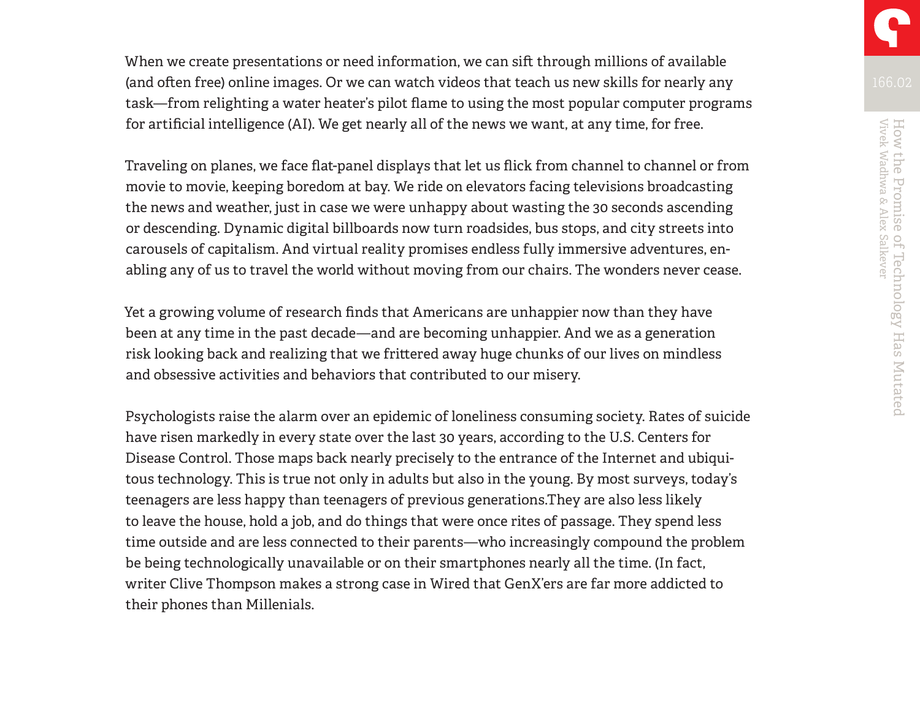When we create presentations or need information, we can sift through millions of available (and often free) online images. Or we can watch videos that teach us new skills for nearly any task—from relighting a water heater's pilot flame to using the most popular computer programs for artificial intelligence (AI). We get nearly all of the news we want, at any time, for free.

Traveling on planes, we face flat-panel displays that let us flick from channel to channel or from movie to movie, keeping boredom at bay. We ride on elevators facing televisions broadcasting the news and weather, just in case we were unhappy about wasting the 30 seconds ascending or descending. Dynamic digital billboards now turn roadsides, bus stops, and city streets into carousels of capitalism. And virtual reality promises endless fully immersive adventures, enabling any of us to travel the world without moving from our chairs. The wonders never cease.

Yet a growing volume of research finds that Americans are unhappier now than they have been at any time in the past decade—and are becoming unhappier. And we as a generation risk looking back and realizing that we frittered away huge chunks of our lives on mindless and obsessive activities and behaviors that contributed to our misery.

Psychologists raise the alarm over an epidemic of loneliness consuming society. Rates of suicide have risen markedly in every state over the last 30 years, according to the U.S. Centers for Disease Control. Those maps back nearly precisely to the entrance of the Internet and ubiquitous technology. This is true not only in adults but also in the young. By most surveys, today's teenagers are less happy than teenagers of previous generations.They are also less likely to leave the house, hold a job, and do things that were once rites of passage. They spend less time outside and are less connected to their parents—who increasingly compound the problem be being technologically unavailable or on their smartphones nearly all the time. (In fact, writer Clive Thompson makes a strong case in Wired that GenX'ers are far more addicted to their phones than Millenials.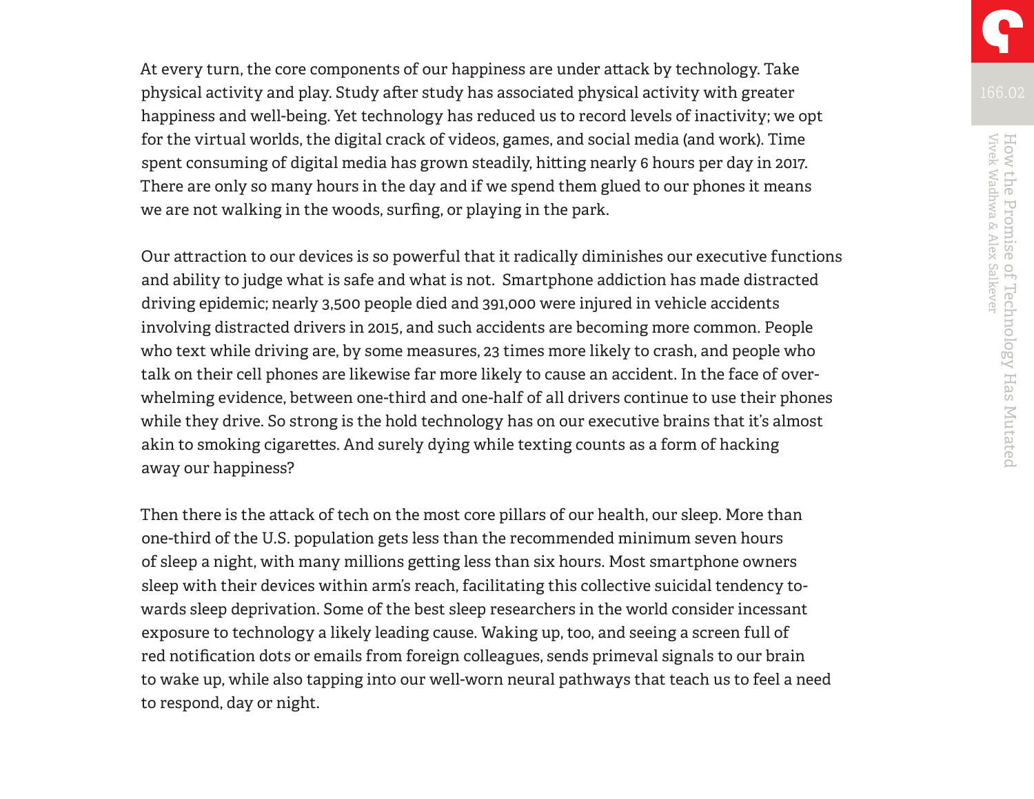At every turn, the core components of our happiness are under attack by technology. Take physical activity and play. Study after study has associated physical activity with greater happiness and well-being. Yet technology has reduced us to record levels of inactivity; we opt for the virtual worlds, the digital crack of videos, games, and social media (and work). Time spent consuming of digital media has grown steadily, hitting nearly 6 hours per day in 2017. There are only so many hours in the day and if we spend them glued to our phones it means we are not walking in the woods, surfing, or playing in the park.

Our attraction to our devices is so powerful that it radically diminishes our executive functions and ability to judge what is safe and what is not. Smartphone addiction has made distracted driving epidemic; nearly 3,500 people died and 391,000 were injured in vehicle accidents involving distracted drivers in 2015, and such accidents are becoming more common. People who text while driving are, by some measures, 23 times more likely to crash, and people who talk on their cell phones are likewise far more likely to cause an accident. In the face of overwhelming evidence, between one-third and one-half of all drivers continue to use their phones while they drive. So strong is the hold technology has on our executive brains that it's almost akin to smoking cigarettes. And surely dying while texting counts as a form of hacking away our happiness?

Then there is the attack of tech on the most core pillars of our health, our sleep. More than one-third of the U.S. population gets less than the recommended minimum seven hours of sleep a night, with many millions getting less than six hours. Most smartphone owners sleep with their devices within arm's reach, facilitating this collective suicidal tendency towards sleep deprivation. Some of the best sleep researchers in the world consider incessant exposure to technology a likely leading cause. Waking up, too, and seeing a screen full of red notification dots or emails from foreign colleagues, sends primeval signals to our brain to wake up, while also tapping into our well-worn neural pathways that teach us to feel a need to respond, day or night.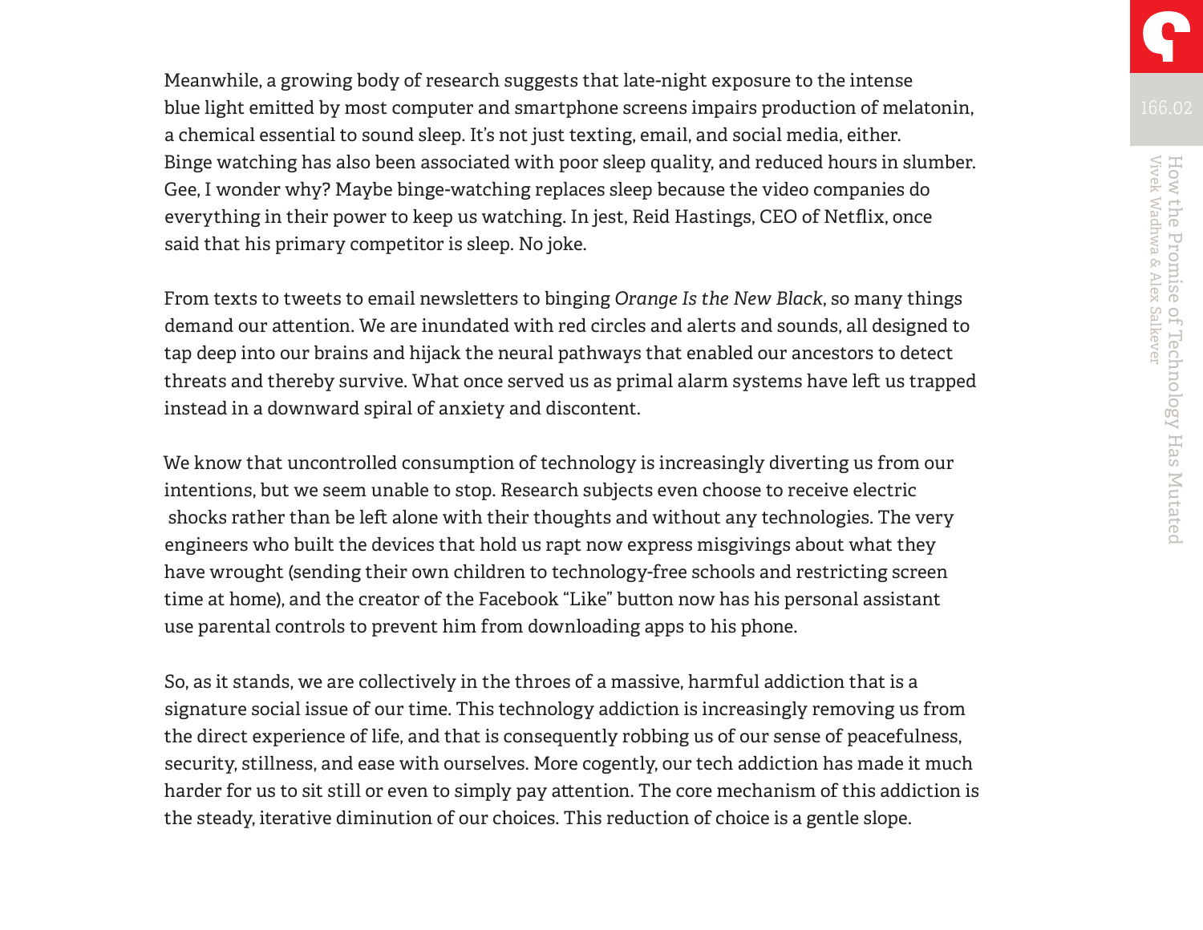Meanwhile, a growing body of research suggests that late-night exposure to the intense blue light emitted by most computer and smartphone screens impairs production of melatonin, a chemical essential to sound sleep. It's not just texting, email, and social media, either. Binge watching has also been associated with poor sleep quality, and reduced hours in slumber. Gee, I wonder why? Maybe binge-watching replaces sleep because the video companies do everything in their power to keep us watching. In jest, Reid Hastings, CEO of Netflix, once said that his primary competitor is sleep. No joke.

From texts to tweets to email newsletters to binging *Orange Is the New Black*, so many things demand our attention. We are inundated with red circles and alerts and sounds, all designed to tap deep into our brains and hijack the neural pathways that enabled our ancestors to detect threats and thereby survive. What once served us as primal alarm systems have left us trapped instead in a downward spiral of anxiety and discontent.

We know that uncontrolled consumption of technology is increasingly diverting us from our intentions, but we seem unable to stop. Research subjects even choose to receive electric shocks rather than be left alone with their thoughts and without any technologies. The very engineers who built the devices that hold us rapt now express misgivings about what they have wrought (sending their own children to technology-free schools and restricting screen time at home), and the creator of the Facebook "Like" button now has his personal assistant use parental controls to prevent him from downloading apps to his phone.

So, as it stands, we are collectively in the throes of a massive, harmful addiction that is a signature social issue of our time. This technology addiction is increasingly removing us from the direct experience of life, and that is consequently robbing us of our sense of peacefulness, security, stillness, and ease with ourselves. More cogently, our tech addiction has made it much harder for us to sit still or even to simply pay attention. The core mechanism of this addiction is the steady, iterative diminution of our choices. This reduction of choice is a gentle slope.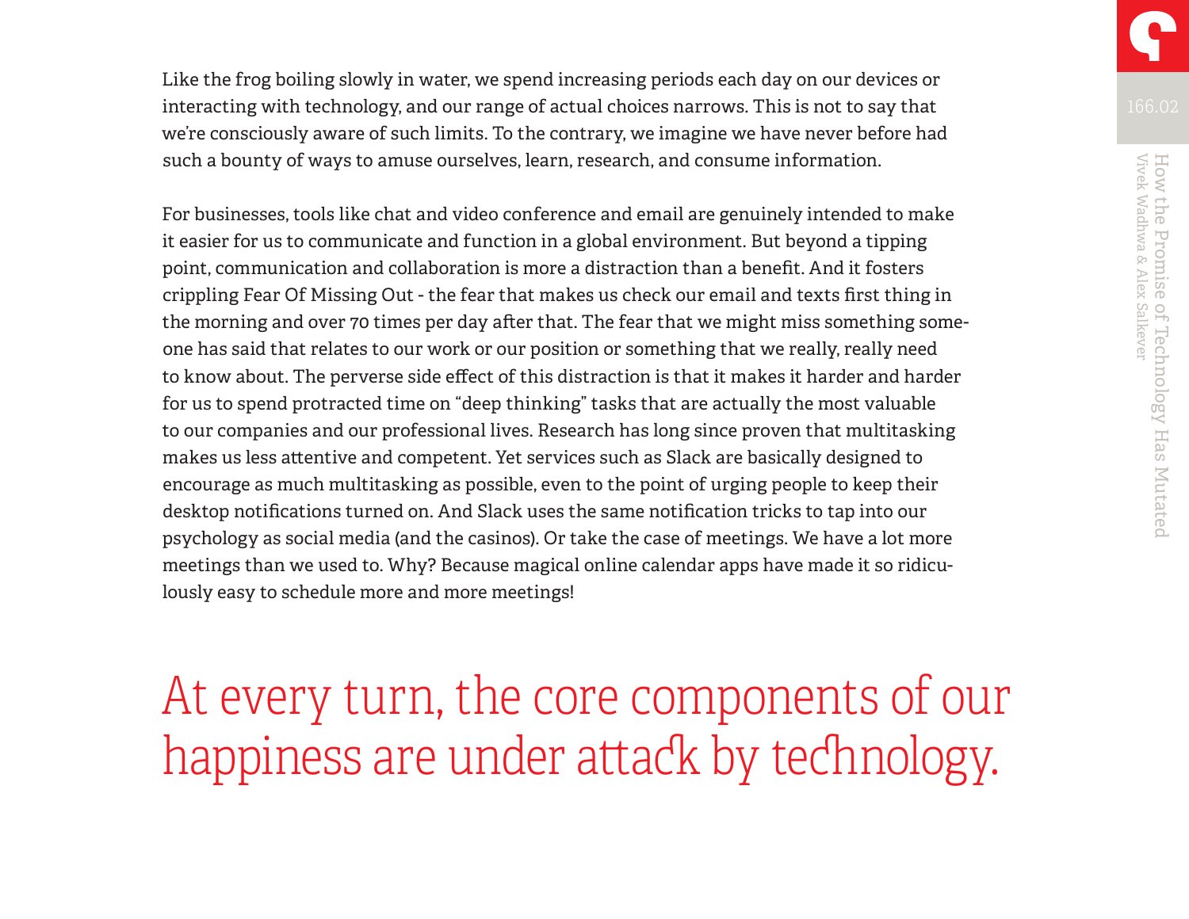Like the frog boiling slowly in water, we spend increasing periods each day on our devices or interacting with technology, and our range of actual choices narrows. This is not to say that we're consciously aware of such limits. To the contrary, we imagine we have never before had such a bounty of ways to amuse ourselves, learn, research, and consume information.

For businesses, tools like chat and video conference and email are genuinely intended to make it easier for us to communicate and function in a global environment. But beyond a tipping point, communication and collaboration is more a distraction than a benefit. And it fosters crippling Fear Of Missing Out - the fear that makes us check our email and texts first thing in the morning and over 70 times per day after that. The fear that we might miss something someone has said that relates to our work or our position or something that we really, really need to know about. The perverse side effect of this distraction is that it makes it harder and harder for us to spend protracted time on "deep thinking" tasks that are actually the most valuable to our companies and our professional lives. Research has long since proven that multitasking makes us less attentive and competent. Yet services such as Slack are basically designed to encourage as much multitasking as possible, even to the point of urging people to keep their desktop notifications turned on. And Slack uses the same notification tricks to tap into our psychology as social media (and the casinos). Or take the case of meetings. We have a lot more meetings than we used to. Why? Because magical online calendar apps have made it so ridiculously easy to schedule more and more meetings!

> At every turn, the core components of our happiness are under attack by technology.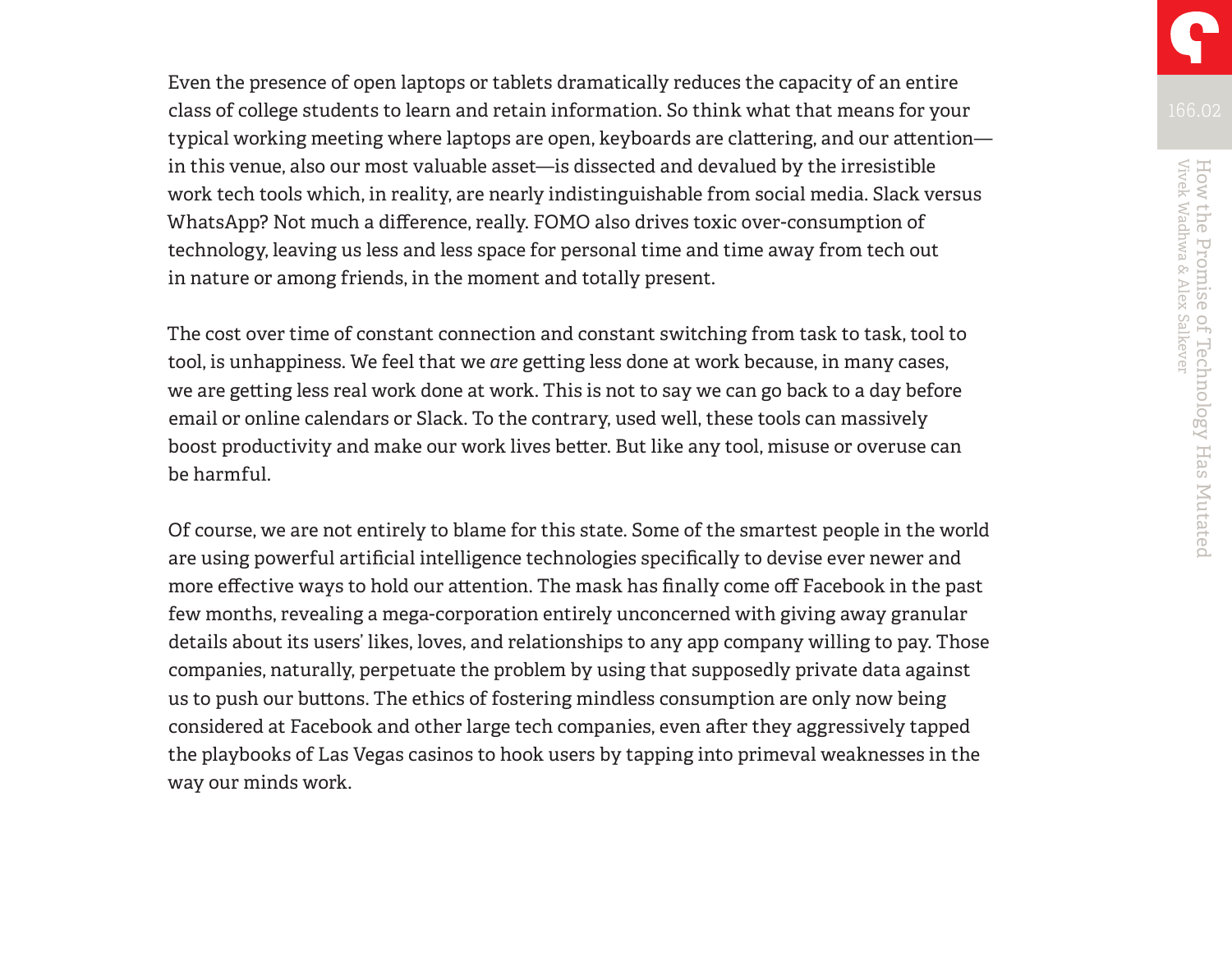Even the presence of open laptops or tablets dramatically reduces the capacity of an entire class of college students to learn and retain information. So think what that means for your typical working meeting where laptops are open, keyboards are clattering, and our attention—in this venue, also our most valuable asset—is dissected and devalued by the irresistible work tech tools which, in reality, are nearly indistinguishable from social media. Slack versus WhatsApp? Not much a difference, really. FOMO also drives toxic over-consumption of technology, leaving us less and less space for personal time and time away from tech out in nature or among friends, in the moment and totally present.

The cost over time of constant connection and constant switching from task to task, tool to tool, is unhappiness. We feel that we *are* getting less done at work because, in many cases, we are getting less real work done at work. This is not to say we can go back to a day before email or online calendars or Slack. To the contrary, used well, these tools can massively boost productivity and make our work lives better. But like any tool, misuse or overuse can be harmful.

Of course, we are not entirely to blame for this state. Some of the smartest people in the world are using powerful artificial intelligence technologies specifically to devise ever newer and more effective ways to hold our attention. The mask has finally come off Facebook in the past few months, revealing a mega-corporation entirely unconcerned with giving away granular details about its users' likes, loves, and relationships to any app company willing to pay. Those companies, naturally, perpetuate the problem by using that supposedly private data against us to push our buttons. The ethics of fostering mindless consumption are only now being considered at Facebook and other large tech companies, even after they aggressively tapped the playbooks of Las Vegas casinos to hook users by tapping into primeval weaknesses in the way our minds work.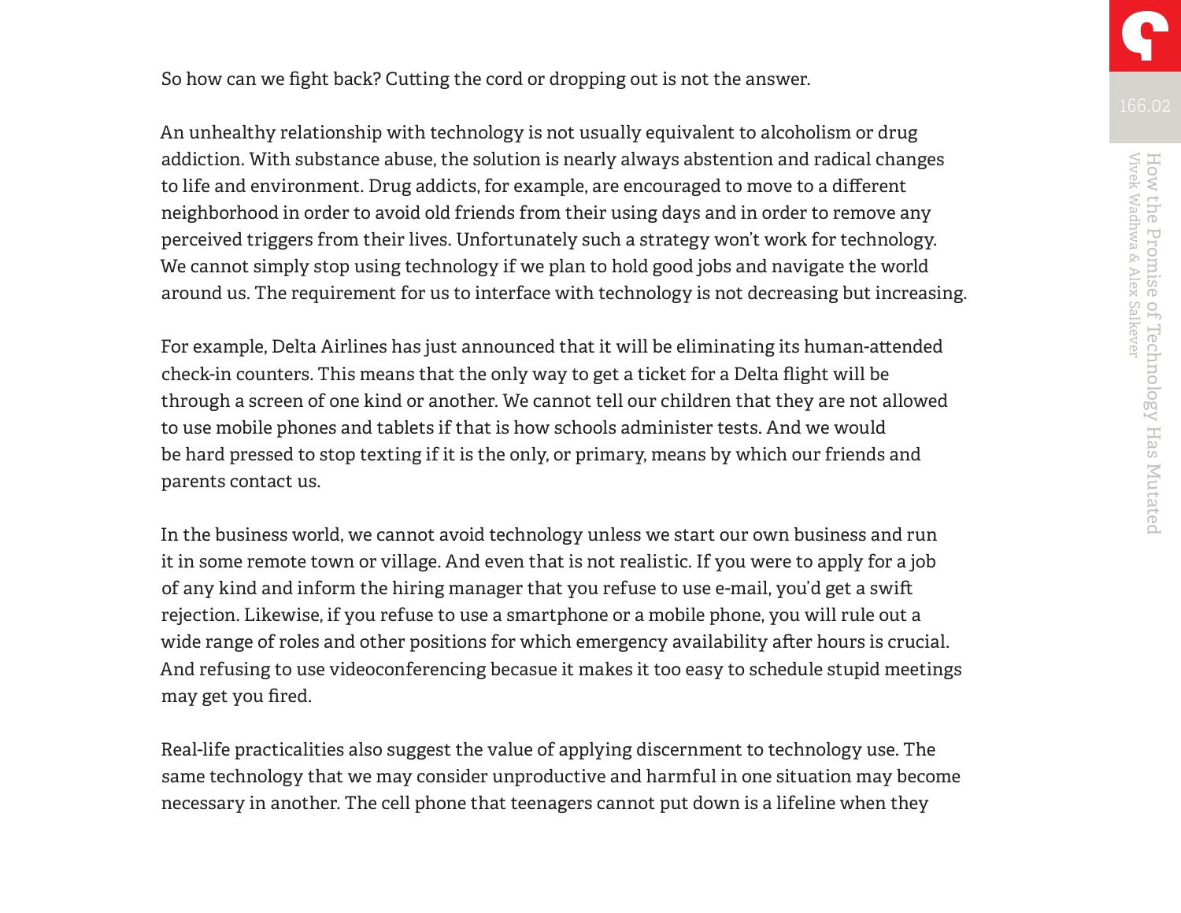So how can we fight back? Cutting the cord or dropping out is not the answer.

An unhealthy relationship with technology is not usually equivalent to alcoholism or drug addiction. With substance abuse, the solution is nearly always abstention and radical changes to life and environment. Drug addicts, for example, are encouraged to move to a different neighborhood in order to avoid old friends from their using days and in order to remove any perceived triggers from their lives. Unfortunately such a strategy won't work for technology. We cannot simply stop using technology if we plan to hold good jobs and navigate the world around us. The requirement for us to interface with technology is not decreasing but increasing.

For example, Delta Airlines has just announced that it will be eliminating its human-attended check-in counters. This means that the only way to get a ticket for a Delta flight will be through a screen of one kind or another. We cannot tell our children that they are not allowed to use mobile phones and tablets if that is how schools administer tests. And we would be hard pressed to stop texting if it is the only, or primary, means by which our friends and parents contact us.

In the business world, we cannot avoid technology unless we start our own business and run it in some remote town or village. And even that is not realistic. If you were to apply for a job of any kind and inform the hiring manager that you refuse to use e-mail, you'd get a swift rejection. Likewise, if you refuse to use a smartphone or a mobile phone, you will rule out a wide range of roles and other positions for which emergency availability after hours is crucial. And refusing to use videoconferencing becasue it makes it too easy to schedule stupid meetings may get you fired.

Real-life practicalities also suggest the value of applying discernment to technology use. The same technology that we may consider unproductive and harmful in one situation may become necessary in another. The cell phone that teenagers cannot put down is a lifeline when they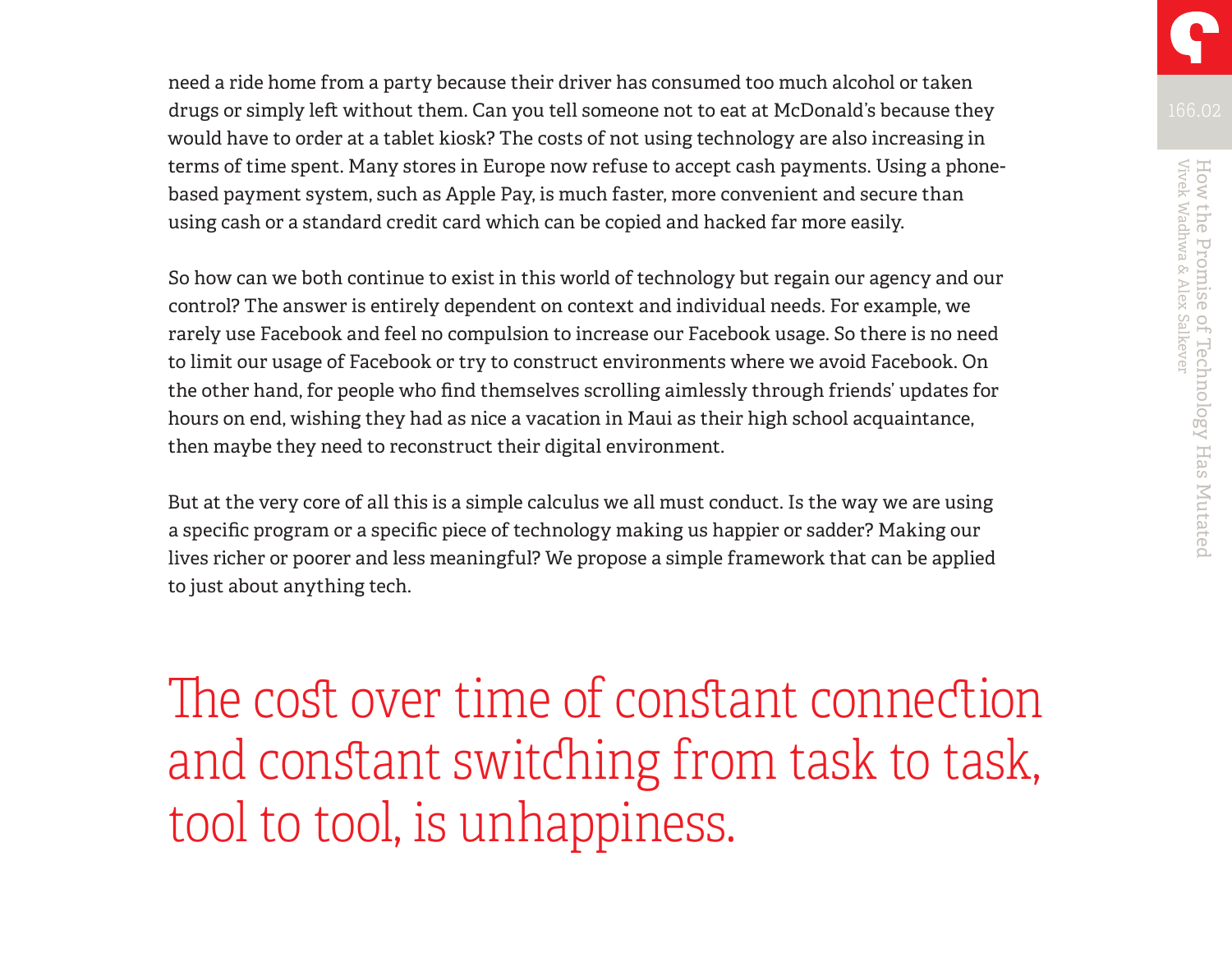need a ride home from a party because their driver has consumed too much alcohol or taken drugs or simply left without them. Can you tell someone not to eat at McDonald's because they would have to order at a tablet kiosk? The costs of not using technology are also increasing in terms of time spent. Many stores in Europe now refuse to accept cash payments. Using a phone-based payment system, such as Apple Pay, is much faster, more convenient and secure than using cash or a standard credit card which can be copied and hacked far more easily.

So how can we both continue to exist in this world of technology but regain our agency and our control? The answer is entirely dependent on context and individual needs. For example, we rarely use Facebook and feel no compulsion to increase our Facebook usage. So there is no need to limit our usage of Facebook or try to construct environments where we avoid Facebook. On the other hand, for people who find themselves scrolling aimlessly through friends' updates for hours on end, wishing they had as nice a vacation in Maui as their high school acquaintance, then maybe they need to reconstruct their digital environment.

But at the very core of all this is a simple calculus we all must conduct. Is the way we are using a specific program or a specific piece of technology making us happier or sadder? Making our lives richer or poorer and less meaningful? We propose a simple framework that can be applied to just about anything tech.

> The cost over time of constant connection and constant switching from task to task, tool to tool, is unhappiness.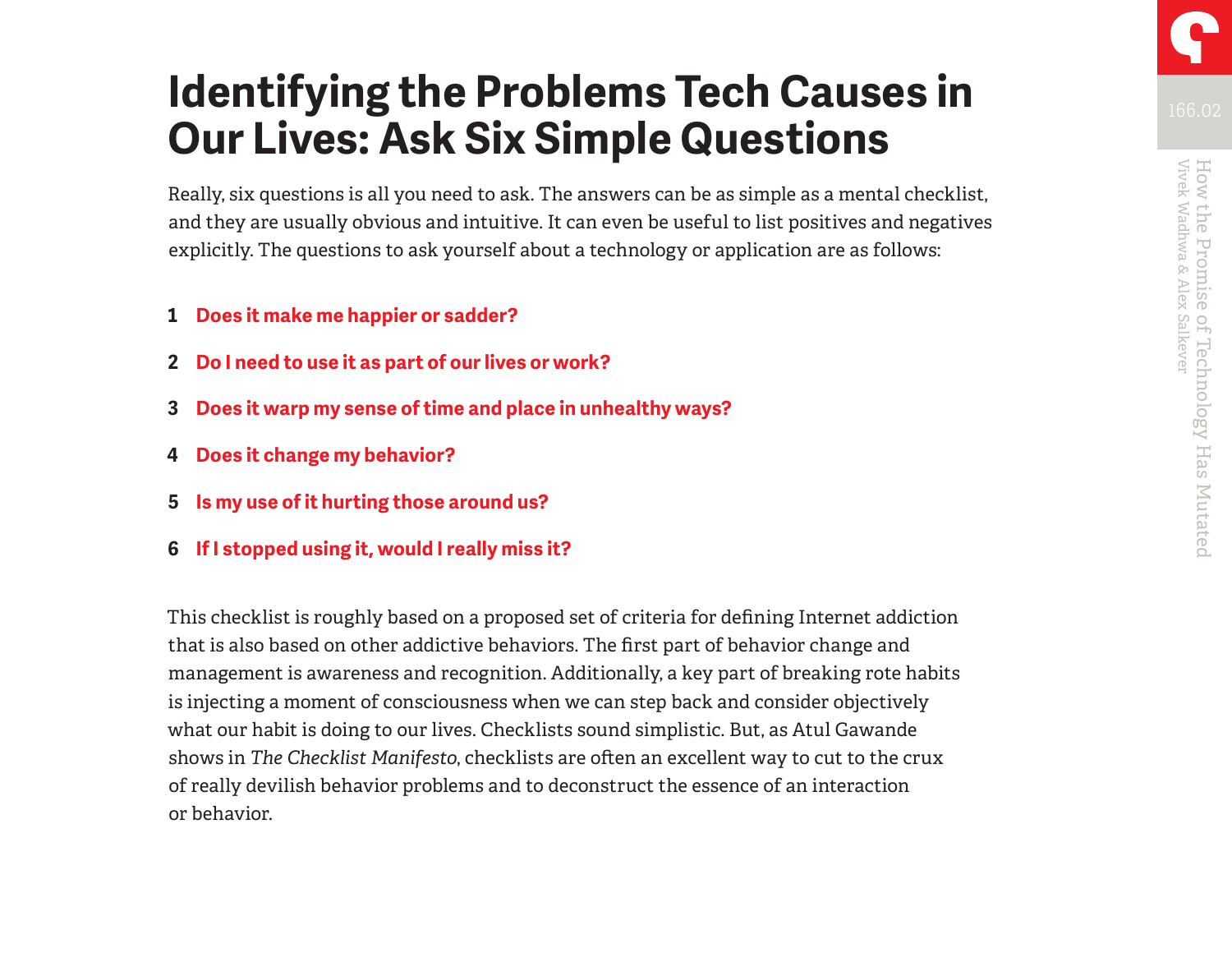# Identifying the Problems Tech Causes in Our Lives: Ask Six Simple Questions

Really, six questions is all you need to ask. The answers can be as simple as a mental checklist, and they are usually obvious and intuitive. It can even be useful to list positives and negatives explicitly. The questions to ask yourself about a technology or application are as follows:

1. **Does it make me happier or sadder?**
2. **Do I need to use it as part of our lives or work?**
3. **Does it warp my sense of time and place in unhealthy ways?**
4. **Does it change my behavior?**
5. **Is my use of it hurting those around us?**
6. **If I stopped using it, would I really miss it?**

This checklist is roughly based on a proposed set of criteria for defining Internet addiction that is also based on other addictive behaviors. The first part of behavior change and management is awareness and recognition. Additionally, a key part of breaking rote habits is injecting a moment of consciousness when we can step back and consider objectively what our habit is doing to our lives. Checklists sound simplistic. But, as Atul Gawande shows in *The Checklist Manifesto*, checklists are often an excellent way to cut to the crux of really devilish behavior problems and to deconstruct the essence of an interaction or behavior.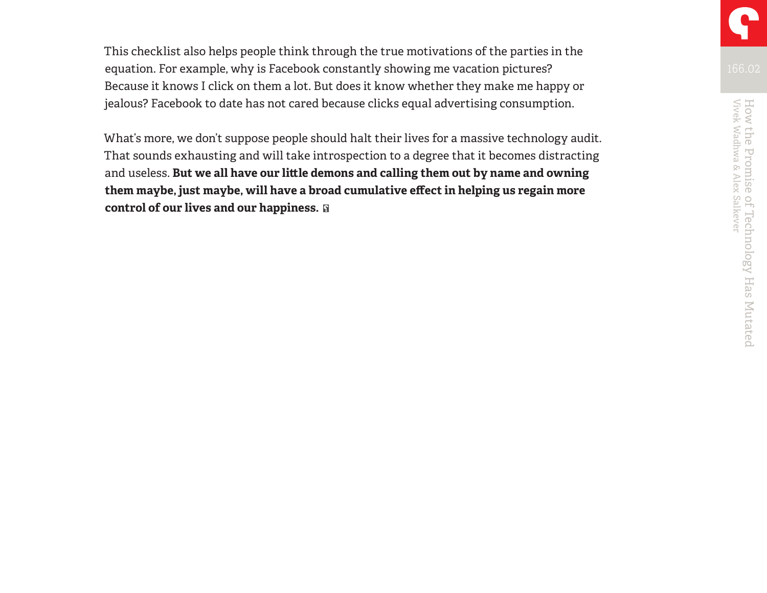This checklist also helps people think through the true motivations of the parties in the equation. For example, why is Facebook constantly showing me vacation pictures? Because it knows I click on them a lot. But does it know whether they make me happy or jealous? Facebook to date has not cared because clicks equal advertising consumption.

What's more, we don't suppose people should halt their lives for a massive technology audit. That sounds exhausting and will take introspection to a degree that it becomes distracting and useless. **But we all have our little demons and calling them out by name and owning them maybe, just maybe, will have a broad cumulative effect in helping us regain more control of our lives and our happiness.**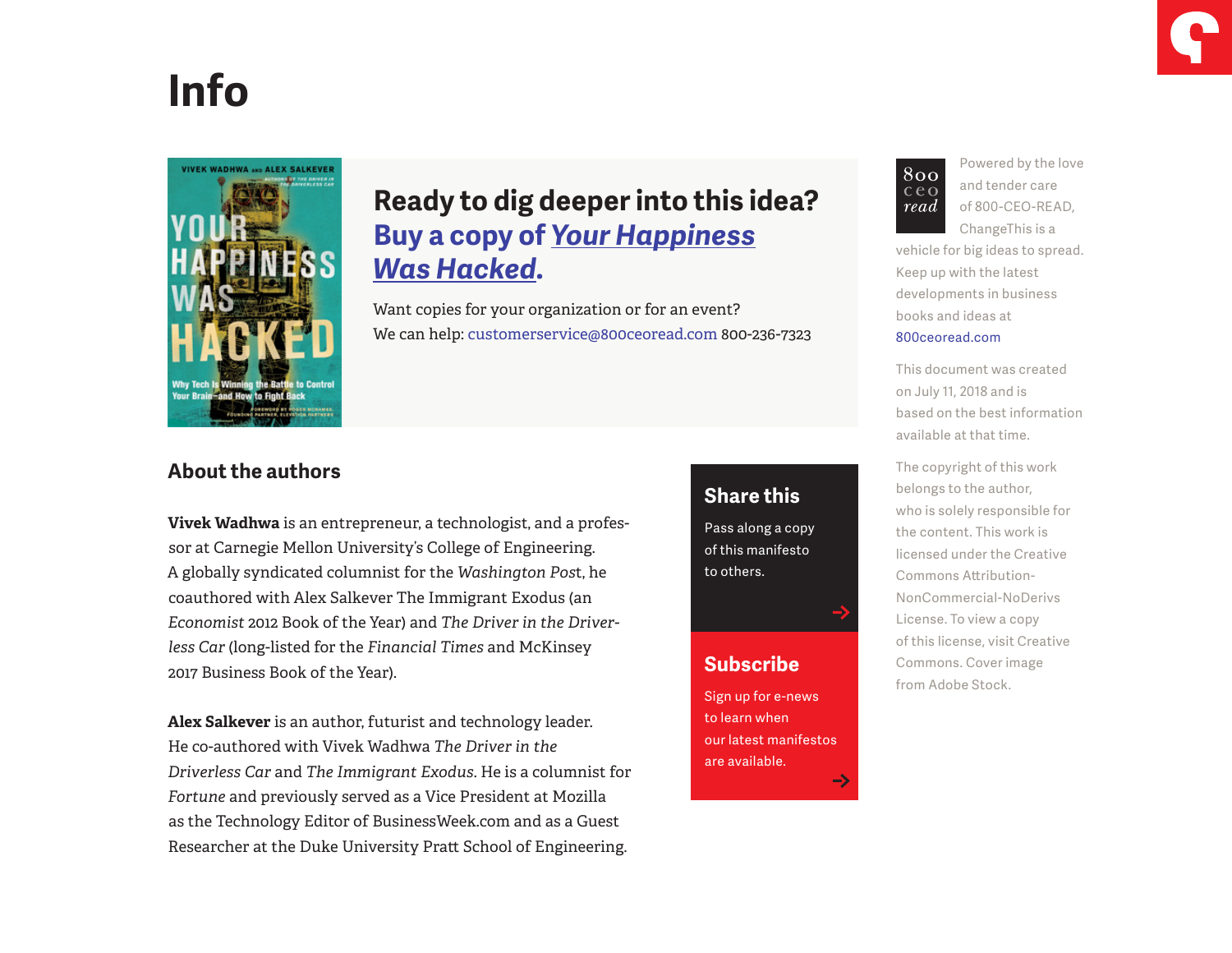# Info

## Ready to dig deeper into this idea?

## Buy a copy of *Your Happiness Was Hacked*.

Want copies for your organization or for an event?
We can help: customerservice@800ceoread.com 800-236-7323

## About the authors

**Vivek Wadhwa** is an entrepreneur, a technologist, and a professor at Carnegie Mellon University's College of Engineering. A globally syndicated columnist for the *Washington Post*, he coauthored with Alex Salkever The Immigrant Exodus (an *Economist* 2012 Book of the Year) and *The Driver in the Driverless Car* (long-listed for the *Financial Times* and McKinsey 2017 Business Book of the Year).

**Alex Salkever** is an author, futurist and technology leader. He co-authored with Vivek Wadhwa *The Driver in the Driverless Car* and *The Immigrant Exodus*. He is a columnist for *Fortune* and previously served as a Vice President at Mozilla as the Technology Editor of BusinessWeek.com and as a Guest Researcher at the Duke University Pratt School of Engineering.

### Share this

Pass along a copy of this manifesto to others.

### Subscribe

Sign up for e-news to learn when our latest manifestos are available.

800 ceo read

Powered by the love and tender care of 800-CEO-READ, ChangeThis is a vehicle for big ideas to spread. Keep up with the latest developments in business books and ideas at 800ceoread.com

This document was created on July 11, 2018 and is based on the best information available at that time.

The copyright of this work belongs to the author, who is solely responsible for the content. This work is licensed under the Creative Commons Attribution-NonCommercial-NoDerivs License. To view a copy of this license, visit Creative Commons. Cover image from Adobe Stock.